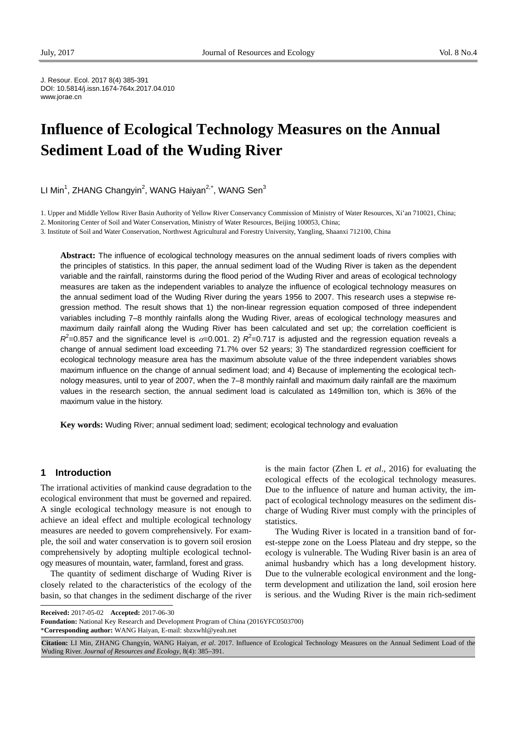J. Resour. Ecol. 2017 8(4) 385-391
DOI: 10.5814/j.issn.1674-764x.2017.04.010
www.jorae.cn

# Influence of Ecological Technology Measures on the Annual Sediment Load of the Wuding River

LI Min[1], ZHANG Changyin[2], WANG Haiyan[2,*], WANG Sen[3]

1. Upper and Middle Yellow River Basin Authority of Yellow River Conservancy Commission of Ministry of Water Resources, Xi'an 710021, China;
2. Monitoring Center of Soil and Water Conservation, Ministry of Water Resources, Beijing 100053, China;
3. Institute of Soil and Water Conservation, Northwest Agricultural and Forestry University, Yangling, Shaanxi 712100, China

**Abstract:** The influence of ecological technology measures on the annual sediment loads of rivers complies with the principles of statistics. In this paper, the annual sediment load of the Wuding River is taken as the dependent variable and the rainfall, rainstorms during the flood period of the Wuding River and areas of ecological technology measures are taken as the independent variables to analyze the influence of ecological technology measures on the annual sediment load of the Wuding River during the years 1956 to 2007. This research uses a stepwise regression method. The result shows that 1) the non-linear regression equation composed of three independent variables including 7–8 monthly rainfalls along the Wuding River, areas of ecological technology measures and maximum daily rainfall along the Wuding River has been calculated and set up; the correlation coefficient is $R^2$=0.857 and the significance level is $\alpha$=0.001. 2) $R^2$=0.717 is adjusted and the regression equation reveals a change of annual sediment load exceeding 71.7% over 52 years; 3) The standardized regression coefficient for ecological technology measure area has the maximum absolute value of the three independent variables shows maximum influence on the change of annual sediment load; and 4) Because of implementing the ecological technology measures, until to year of 2007, when the 7–8 monthly rainfall and maximum daily rainfall are the maximum values in the research section, the annual sediment load is calculated as 149million ton, which is 36% of the maximum value in the history.

**Key words:** Wuding River; annual sediment load; sediment; ecological technology and evaluation

## 1 Introduction

The irrational activities of mankind cause degradation to the ecological environment that must be governed and repaired. A single ecological technology measure is not enough to achieve an ideal effect and multiple ecological technology measures are needed to govern comprehensively. For example, the soil and water conservation is to govern soil erosion comprehensively by adopting multiple ecological technology measures of mountain, water, farmland, forest and grass.

The quantity of sediment discharge of Wuding River is closely related to the characteristics of the ecology of the basin, so that changes in the sediment discharge of the river is the main factor (Zhen L *et al*., 2016) for evaluating the ecological effects of the ecological technology measures. Due to the influence of nature and human activity, the impact of ecological technology measures on the sediment discharge of Wuding River must comply with the principles of statistics.

The Wuding River is located in a transition band of forest-steppe zone on the Loess Plateau and dry steppe, so the ecology is vulnerable. The Wuding River basin is an area of animal husbandry which has a long development history. Due to the vulnerable ecological environment and the long-term development and utilization the land, soil erosion here is serious. and the Wuding River is the main rich-sediment

**Received:** 2017-05-02 **Accepted:** 2017-06-30
**Foundation:** National Key Research and Development Program of China (2016YFC0503700)
***Corresponding author:** WANG Haiyan, E-mail: sbzxwhl@yeah.net

**Citation:** LI Min, ZHANG Changyin, WANG Haiyan, *et al*. 2017. Influence of Ecological Technology Measures on the Annual Sediment Load of the Wuding River. *Journal of Resources and Ecology*, 8(4): 385–391.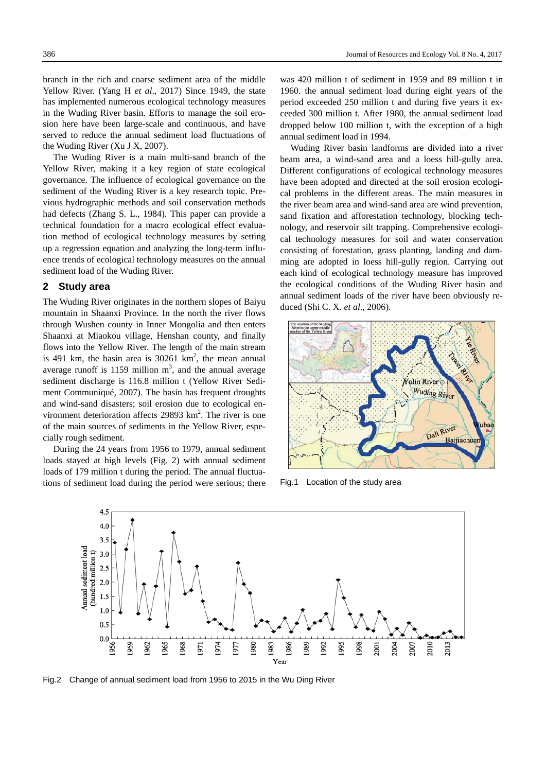branch in the rich and coarse sediment area of the middle Yellow River. (Yang H *et al*., 2017) Since 1949, the state has implemented numerous ecological technology measures in the Wuding River basin. Efforts to manage the soil erosion here have been large-scale and continuous, and have served to reduce the annual sediment load fluctuations of the Wuding River (Xu J X, 2007).

The Wuding River is a main multi-sand branch of the Yellow River, making it a key region of state ecological governance. The influence of ecological governance on the sediment of the Wuding River is a key research topic. Previous hydrographic methods and soil conservation methods had defects (Zhang S. L., 1984). This paper can provide a technical foundation for a macro ecological effect evaluation method of ecological technology measures by setting up a regression equation and analyzing the long-term influence trends of ecological technology measures on the annual sediment load of the Wuding River.

## 2 Study area

The Wuding River originates in the northern slopes of Baiyu mountain in Shaanxi Province. In the north the river flows through Wushen county in Inner Mongolia and then enters Shaanxi at Miaokou village, Henshan county, and finally flows into the Yellow River. The length of the main stream is 491 km, the basin area is 30261 km$^2$, the mean annual average runoff is 1159 million m$^3$, and the annual average sediment discharge is 116.8 million t (Yellow River Sediment Communiqué, 2007). The basin has frequent droughts and wind-sand disasters; soil erosion due to ecological environment deterioration affects 29893 km$^2$. The river is one of the main sources of sediments in the Yellow River, especially rough sediment.

During the 24 years from 1956 to 1979, annual sediment loads stayed at high levels (Fig. 2) with annual sediment loads of 179 million t during the period. The annual fluctuations of sediment load during the period were serious; there was 420 million t of sediment in 1959 and 89 million t in 1960. the annual sediment load during eight years of the period exceeded 250 million t and during five years it exceeded 300 million t. After 1980, the annual sediment load dropped below 100 million t, with the exception of a high annual sediment load in 1994.

Wuding River basin landforms are divided into a river beam area, a wind-sand area and a loess hill-gully area. Different configurations of ecological technology measures have been adopted and directed at the soil erosion ecological problems in the different areas. The main measures in the river beam area and wind-sand area are wind prevention, sand fixation and afforestation technology, blocking technology, and reservoir silt trapping. Comprehensive ecological technology measures for soil and water conservation consisting of forestation, grass planting, landing and damming are adopted in loess hill-gully region. Carrying out each kind of ecological technology measure has improved the ecological conditions of the Wuding River basin and annual sediment loads of the river have been obviously reduced (Shi C. X. *et al*., 2006).

Fig.1 Location of the study area

Fig.2 Change of annual sediment load from 1956 to 2015 in the Wu Ding River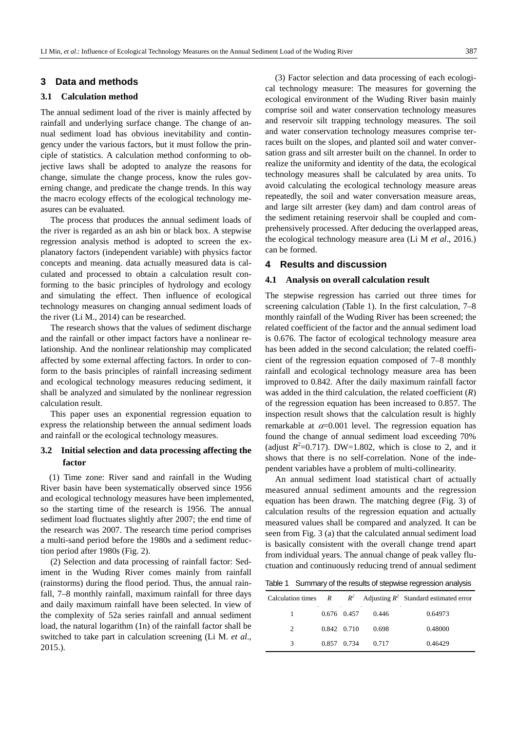## 3 Data and methods

### 3.1 Calculation method

The annual sediment load of the river is mainly affected by rainfall and underlying surface change. The change of annual sediment load has obvious inevitability and contingency under the various factors, but it must follow the principle of statistics. A calculation method conforming to objective laws shall be adopted to analyze the reasons for change, simulate the change process, know the rules governing change, and predicate the change trends. In this way the macro ecology effects of the ecological technology measures can be evaluated.

The process that produces the annual sediment loads of the river is regarded as an ash bin or black box. A stepwise regression analysis method is adopted to screen the explanatory factors (independent variable) with physics factor concepts and meaning. data actually measured data is calculated and processed to obtain a calculation result conforming to the basic principles of hydrology and ecology and simulating the effect. Then influence of ecological technology measures on changing annual sediment loads of the river (Li M., 2014) can be researched.

The research shows that the values of sediment discharge and the rainfall or other impact factors have a nonlinear relationship. And the nonlinear relationship may complicated affected by some external affecting factors. In order to conform to the basis principles of rainfall increasing sediment and ecological technology measures reducing sediment, it shall be analyzed and simulated by the nonlinear regression calculation result.

This paper uses an exponential regression equation to express the relationship between the annual sediment loads and rainfall or the ecological technology measures.

### 3.2 Initial selection and data processing affecting the factor

(1) Time zone: River sand and rainfall in the Wuding River basin have been systematically observed since 1956 and ecological technology measures have been implemented, so the starting time of the research is 1956. The annual sediment load fluctuates slightly after 2007; the end time of the research was 2007. The research time period comprises a multi-sand period before the 1980s and a sediment reduction period after 1980s (Fig. 2).

(2) Selection and data processing of rainfall factor: Sediment in the Wuding River comes mainly from rainfall (rainstorms) during the flood period. Thus, the annual rainfall, 7–8 monthly rainfall, maximum rainfall for three days and daily maximum rainfall have been selected. In view of the complexity of 52a series rainfall and annual sediment load, the natural logarithm (1n) of the rainfall factor shall be switched to take part in calculation screening (Li M. *et al*., 2015.).

(3) Factor selection and data processing of each ecological technology measure: The measures for governing the ecological environment of the Wuding River basin mainly comprise soil and water conservation technology measures and reservoir silt trapping technology measures. The soil and water conservation technology measures comprise terraces built on the slopes, and planted soil and water conversation grass and silt arrester built on the channel. In order to realize the uniformity and identity of the data, the ecological technology measures shall be calculated by area units. To avoid calculating the ecological technology measure areas repeatedly, the soil and water conversation measure areas, and large silt arrester (key dam) and dam control areas of the sediment retaining reservoir shall be coupled and comprehensively processed. After deducing the overlapped areas, the ecological technology measure area (Li M *et al*., 2016.) can be formed.

## 4 Results and discussion

### 4.1 Analysis on overall calculation result

The stepwise regression has carried out three times for screening calculation (Table 1). In the first calculation, 7–8 monthly rainfall of the Wuding River has been screened; the related coefficient of the factor and the annual sediment load is 0.676. The factor of ecological technology measure area has been added in the second calculation; the related coefficient of the regression equation composed of 7–8 monthly rainfall and ecological technology measure area has been improved to 0.842. After the daily maximum rainfall factor was added in the third calculation, the related coefficient ($R$) of the regression equation has been increased to 0.857. The inspection result shows that the calculation result is highly remarkable at $\alpha$=0.001 level. The regression equation has found the change of annual sediment load exceeding 70% (adjust $R^2$=0.717). DW=1.802, which is close to 2, and it shows that there is no self-correlation. None of the independent variables have a problem of multi-collinearity.

An annual sediment load statistical chart of actually measured annual sediment amounts and the regression equation has been drawn. The matching degree (Fig. 3) of calculation results of the regression equation and actually measured values shall be compared and analyzed. It can be seen from Fig. 3 (a) that the calculated annual sediment load is basically consistent with the overall change trend apart from individual years. The annual change of peak valley fluctuation and continuously reducing trend of annual sediment

Table 1 Summary of the results of stepwise regression analysis

| Calculation times | $R$ | $R^2$ | Adjusting $R^2$ | Standard estimated error |
|---|---|---|---|---|
| 1 | 0.676 | 0.457 | 0.446 | 0.64973 |
| 2 | 0.842 | 0.710 | 0.698 | 0.48000 |
| 3 | 0.857 | 0.734 | 0.717 | 0.46429 |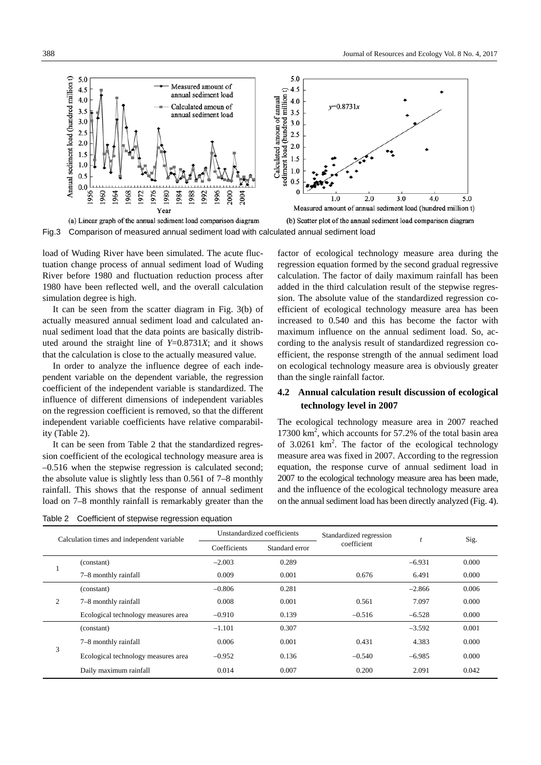Fig.3 Comparison of measured annual sediment load with calculated annual sediment load

load of Wuding River have been simulated. The acute fluctuation change process of annual sediment load of Wuding River before 1980 and fluctuation reduction process after 1980 have been reflected well, and the overall calculation simulation degree is high.

It can be seen from the scatter diagram in Fig. 3(b) of actually measured annual sediment load and calculated annual sediment load that the data points are basically distributed around the straight line of $Y$=0.8731$X$; and it shows that the calculation is close to the actually measured value.

In order to analyze the influence degree of each independent variable on the dependent variable, the regression coefficient of the independent variable is standardized. The influence of different dimensions of independent variables on the regression coefficient is removed, so that the different independent variable coefficients have relative comparability (Table 2).

It can be seen from Table 2 that the standardized regression coefficient of the ecological technology measure area is –0.516 when the stepwise regression is calculated second; the absolute value is slightly less than 0.561 of 7–8 monthly rainfall. This shows that the response of annual sediment load on 7–8 monthly rainfall is remarkably greater than the factor of ecological technology measure area during the regression equation formed by the second gradual regressive calculation. The factor of daily maximum rainfall has been added in the third calculation result of the stepwise regression. The absolute value of the standardized regression coefficient of ecological technology measure area has been increased to 0.540 and this has become the factor with maximum influence on the annual sediment load. So, according to the analysis result of standardized regression coefficient, the response strength of the annual sediment load on ecological technology measure area is obviously greater than the single rainfall factor.

### 4.2 Annual calculation result discussion of ecological technology level in 2007

The ecological technology measure area in 2007 reached 17300 km$^2$, which accounts for 57.2% of the total basin area of 3.0261 km$^2$. The factor of the ecological technology measure area was fixed in 2007. According to the regression equation, the response curve of annual sediment load in 2007 to the ecological technology measure area has been made, and the influence of the ecological technology measure area on the annual sediment load has been directly analyzed (Fig. 4).

Table 2 Coefficient of stepwise regression equation

| Calculation times | Independent variable | Unstandardized coefficients: Coefficients | Unstandardized coefficients: Standard error | Standardized regression coefficient | $t$ | Sig. |
|---|---|---|---|---|---|---|
| 1 | (constant) | –2.003 | 0.289 | | –6.931 | 0.000 |
| | 7–8 monthly rainfall | 0.009 | 0.001 | 0.676 | 6.491 | 0.000 |
| 2 | (constant) | –0.806 | 0.281 | | –2.866 | 0.006 |
| | 7–8 monthly rainfall | 0.008 | 0.001 | 0.561 | 7.097 | 0.000 |
| | Ecological technology measures area | –0.910 | 0.139 | –0.516 | –6.528 | 0.000 |
| 3 | (constant) | –1.101 | 0.307 | | –3.592 | 0.001 |
| | 7–8 monthly rainfall | 0.006 | 0.001 | 0.431 | 4.383 | 0.000 |
| | Ecological technology measures area | –0.952 | 0.136 | –0.540 | –6.985 | 0.000 |
| | Daily maximum rainfall | 0.014 | 0.007 | 0.200 | 2.091 | 0.042 |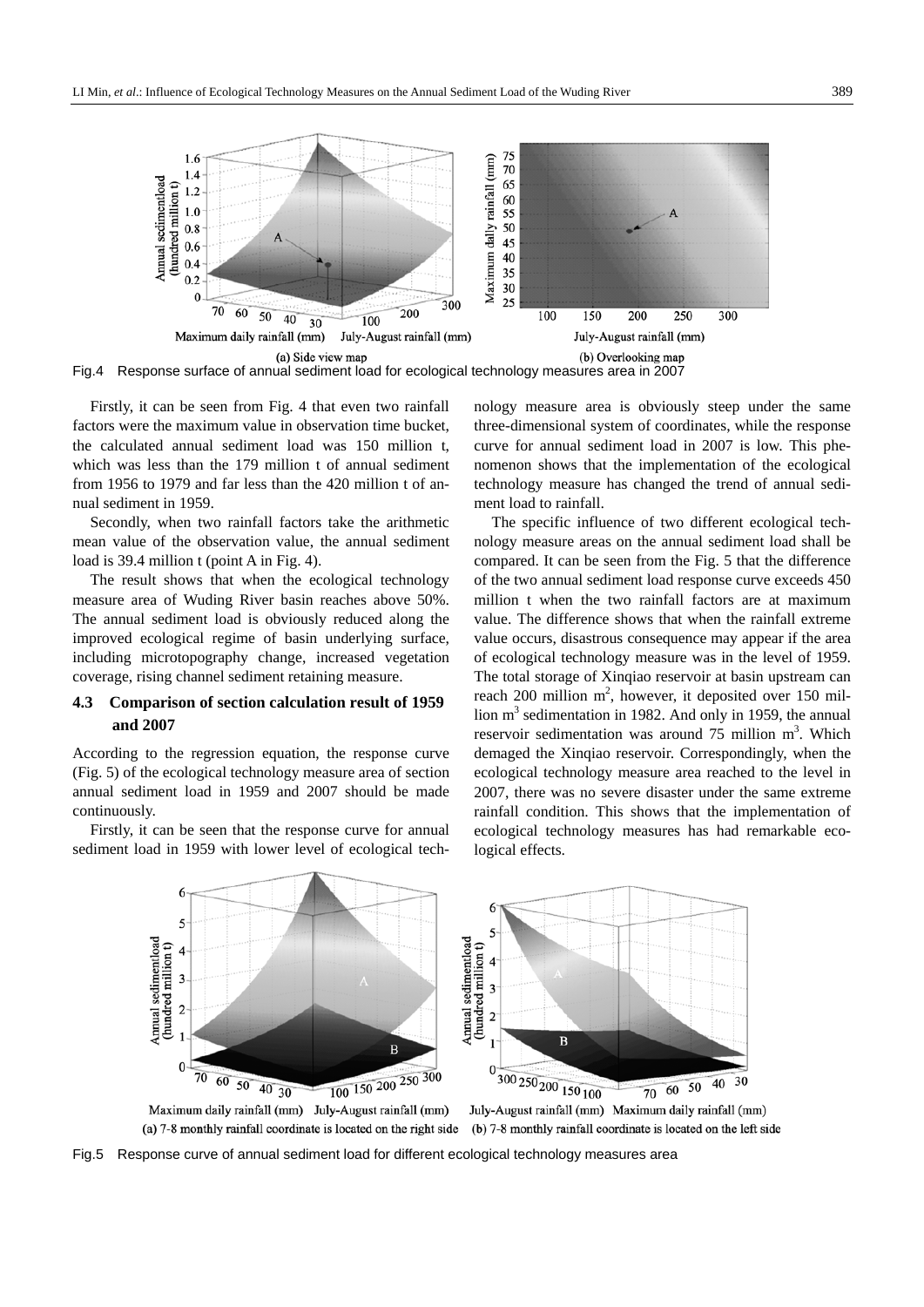Fig.4 Response surface of annual sediment load for ecological technology measures area in 2007

Firstly, it can be seen from Fig. 4 that even two rainfall factors were the maximum value in observation time bucket, the calculated annual sediment load was 150 million t, which was less than the 179 million t of annual sediment from 1956 to 1979 and far less than the 420 million t of annual sediment in 1959.

Secondly, when two rainfall factors take the arithmetic mean value of the observation value, the annual sediment load is 39.4 million t (point A in Fig. 4).

The result shows that when the ecological technology measure area of Wuding River basin reaches above 50%. The annual sediment load is obviously reduced along the improved ecological regime of basin underlying surface, including microtopography change, increased vegetation coverage, rising channel sediment retaining measure.

### 4.3 Comparison of section calculation result of 1959 and 2007

According to the regression equation, the response curve (Fig. 5) of the ecological technology measure area of section annual sediment load in 1959 and 2007 should be made continuously.

Firstly, it can be seen that the response curve for annual sediment load in 1959 with lower level of ecological technology measure area is obviously steep under the same three-dimensional system of coordinates, while the response curve for annual sediment load in 2007 is low. This phenomenon shows that the implementation of the ecological technology measure has changed the trend of annual sediment load to rainfall.

The specific influence of two different ecological technology measure areas on the annual sediment load shall be compared. It can be seen from the Fig. 5 that the difference of the two annual sediment load response curve exceeds 450 million t when the two rainfall factors are at maximum value. The difference shows that when the rainfall extreme value occurs, disastrous consequence may appear if the area of ecological technology measure was in the level of 1959. The total storage of Xinqiao reservoir at basin upstream can reach 200 million $m^2$, however, it deposited over 150 million $m^3$ sedimentation in 1982. And only in 1959, the annual reservoir sedimentation was around 75 million $m^3$. Which demaged the Xinqiao reservoir. Correspondingly, when the ecological technology measure area reached to the level in 2007, there was no severe disaster under the same extreme rainfall condition. This shows that the implementation of ecological technology measures has had remarkable ecological effects.

(a) 7-8 monthly rainfall coordinate is located on the right side (b) 7-8 monthly rainfall coordinate is located on the left side

Fig.5 Response curve of annual sediment load for different ecological technology measures area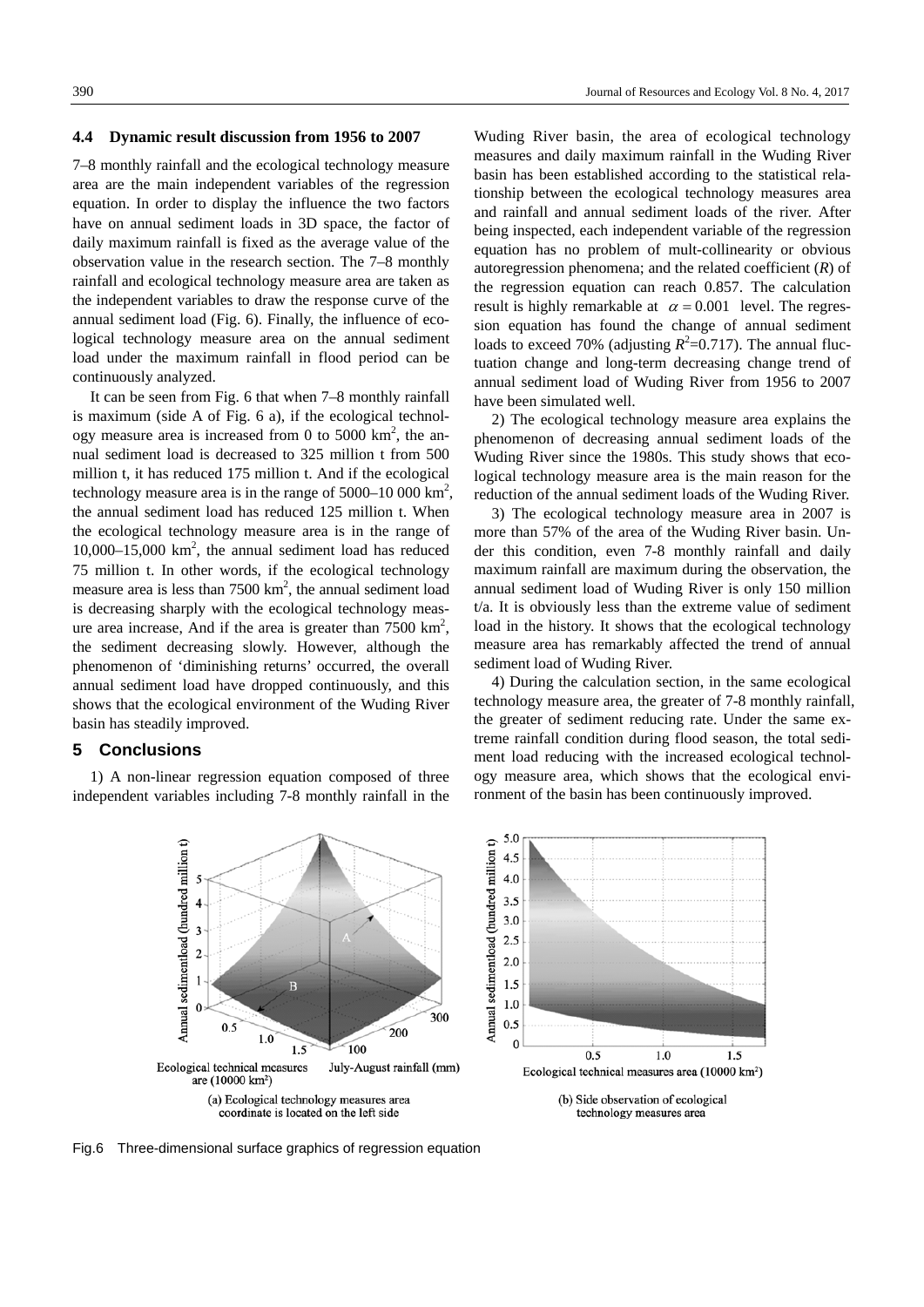### 4.4 Dynamic result discussion from 1956 to 2007

7–8 monthly rainfall and the ecological technology measure area are the main independent variables of the regression equation. In order to display the influence the two factors have on annual sediment loads in 3D space, the factor of daily maximum rainfall is fixed as the average value of the observation value in the research section. The 7–8 monthly rainfall and ecological technology measure area are taken as the independent variables to draw the response curve of the annual sediment load (Fig. 6). Finally, the influence of ecological technology measure area on the annual sediment load under the maximum rainfall in flood period can be continuously analyzed.

It can be seen from Fig. 6 that when 7–8 monthly rainfall is maximum (side A of Fig. 6 a), if the ecological technology measure area is increased from 0 to 5000 km$^2$, the annual sediment load is decreased to 325 million t from 500 million t, it has reduced 175 million t. And if the ecological technology measure area is in the range of 5000–10 000 km$^2$, the annual sediment load has reduced 125 million t. When the ecological technology measure area is in the range of 10,000–15,000 km$^2$, the annual sediment load has reduced 75 million t. In other words, if the ecological technology measure area is less than 7500 km$^2$, the annual sediment load is decreasing sharply with the ecological technology measure area increase, And if the area is greater than 7500 km$^2$, the sediment decreasing slowly. However, although the phenomenon of 'diminishing returns' occurred, the overall annual sediment load have dropped continuously, and this shows that the ecological environment of the Wuding River basin has steadily improved.

## 5 Conclusions

1) A non-linear regression equation composed of three independent variables including 7-8 monthly rainfall in the Wuding River basin, the area of ecological technology measures and daily maximum rainfall in the Wuding River basin has been established according to the statistical relationship between the ecological technology measures area and rainfall and annual sediment loads of the river. After being inspected, each independent variable of the regression equation has no problem of mult-collinearity or obvious autoregression phenomena; and the related coefficient ($R$) of the regression equation can reach 0.857. The calculation result is highly remarkable at $\alpha = 0.001$ level. The regression equation has found the change of annual sediment loads to exceed 70% (adjusting $R^2$=0.717). The annual fluctuation change and long-term decreasing change trend of annual sediment load of Wuding River from 1956 to 2007 have been simulated well.

2) The ecological technology measure area explains the phenomenon of decreasing annual sediment loads of the Wuding River since the 1980s. This study shows that ecological technology measure area is the main reason for the reduction of the annual sediment loads of the Wuding River.

3) The ecological technology measure area in 2007 is more than 57% of the area of the Wuding River basin. Under this condition, even 7-8 monthly rainfall and daily maximum rainfall are maximum during the observation, the annual sediment load of Wuding River is only 150 million t/a. It is obviously less than the extreme value of sediment load in the history. It shows that the ecological technology measure area has remarkably affected the trend of annual sediment load of Wuding River.

4) During the calculation section, in the same ecological technology measure area, the greater of 7-8 monthly rainfall, the greater of sediment reducing rate. Under the same extreme rainfall condition during flood season, the total sediment load reducing with the increased ecological technology measure area, which shows that the ecological environment of the basin has been continuously improved.

(a) Ecological technology measures area coordinate is located on the left side

(b) Side observation of ecological technology measures area

Fig.6 Three-dimensional surface graphics of regression equation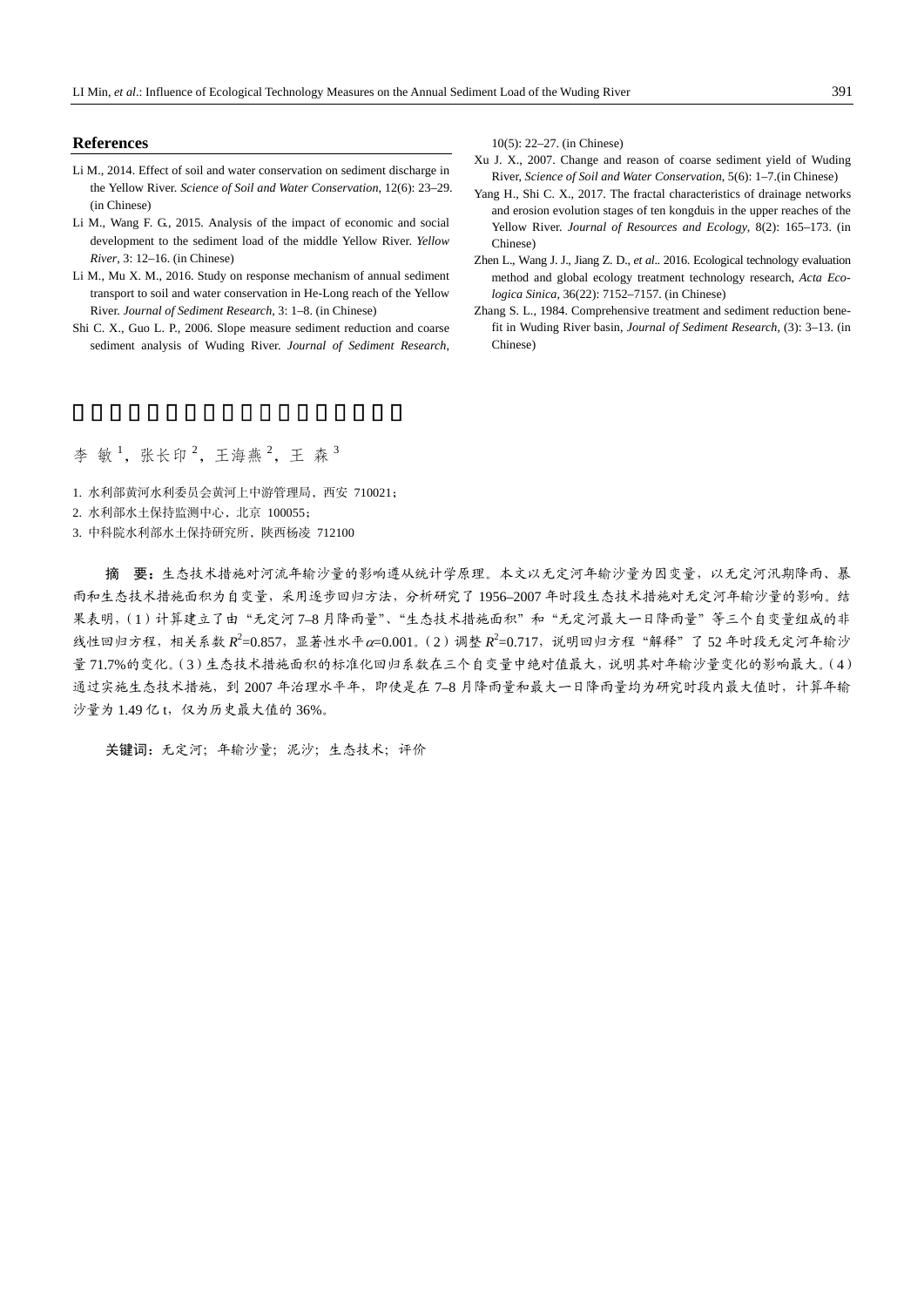## References

Li M., 2014. Effect of soil and water conservation on sediment discharge in the Yellow River. *Science of Soil and Water Conservation*, 12(6): 23–29. (in Chinese)

Li M., Wang F. G., 2015. Analysis of the impact of economic and social development to the sediment load of the middle Yellow River. *Yellow River*, 3: 12–16. (in Chinese)

Li M., Mu X. M., 2016. Study on response mechanism of annual sediment transport to soil and water conservation in He-Long reach of the Yellow River. *Journal of Sediment Research*, 3: 1–8. (in Chinese)

Shi C. X., Guo L. P., 2006. Slope measure sediment reduction and coarse sediment analysis of Wuding River. *Journal of Sediment Research*, 10(5): 22–27. (in Chinese)

Xu J. X., 2007. Change and reason of coarse sediment yield of Wuding River, *Science of Soil and Water Conservation*, 5(6): 1–7.(in Chinese)

Yang H., Shi C. X., 2017. The fractal characteristics of drainage networks and erosion evolution stages of ten kongduis in the upper reaches of the Yellow River. *Journal of Resources and Ecology*, 8(2): 165–173. (in Chinese)

Zhen L., Wang J. J., Jiang Z. D., *et al*.. 2016. Ecological technology evaluation method and global ecology treatment technology research, *Acta Ecologica Sinica*, 36(22): 7152–7157. (in Chinese)

Zhang S. L., 1984. Comprehensive treatment and sediment reduction benefit in Wuding River basin, *Journal of Sediment Research*, (3): 3–13. (in Chinese)

# 生态技术措施对无定河年输沙量的影响

李 敏[1]，张长印[2]，王海燕[2]，王 森[3]

1. 水利部黄河水利委员会黄河上中游管理局，西安 710021；
2. 水利部水土保持监测中心，北京 100055；
3. 中科院水利部水土保持研究所，陕西杨凌 712100

**摘 要：**生态技术措施对河流年输沙量的影响遵从统计学原理。本文以无定河年输沙量为因变量，以无定河汛期降雨、暴雨和生态技术措施面积为自变量，采用逐步回归方法，分析研究了 1956–2007 年时段生态技术措施对无定河年输沙量的影响。结果表明，(1) 计算建立了由“无定河 7–8 月降雨量”、“生态技术措施面积”和“无定河最大一日降雨量”等三个自变量组成的非线性回归方程，相关系数 $R^2$=0.857，显著性水平$\alpha$=0.001。(2) 调整 $R^2$=0.717，说明回归方程“解释”了 52 年时段无定河年输沙量 71.7%的变化。(3) 生态技术措施面积的标准化回归系数在三个自变量中绝对值最大，说明其对年输沙量变化的影响最大。(4) 通过实施生态技术措施，到 2007 年治理水平年，即使是在 7–8 月降雨量和最大一日降雨量均为研究时段内最大值时，计算年输沙量为 1.49 亿 t，仅为历史最大值的 36%。

**关键词：**无定河；年输沙量；泥沙；生态技术；评价